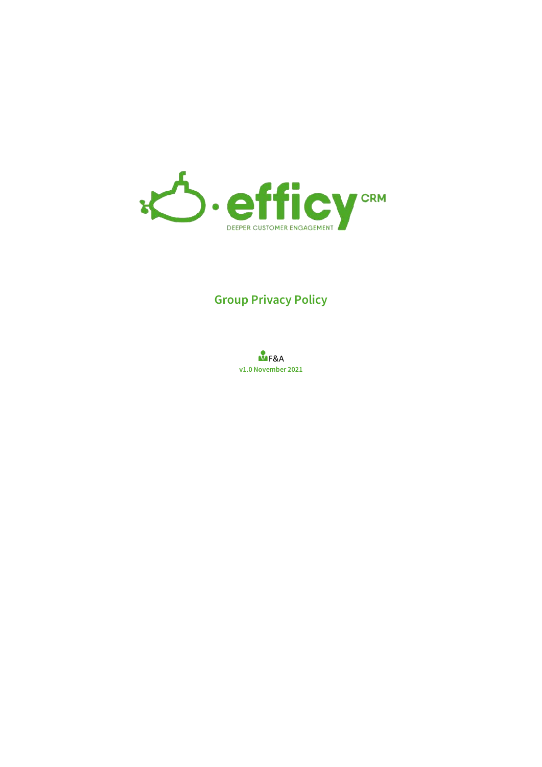efficy CRM

DEEPER CUSTOMER ENGAGEMENT

# Group Privacy Policy

F&A

**v1.0 November 2021**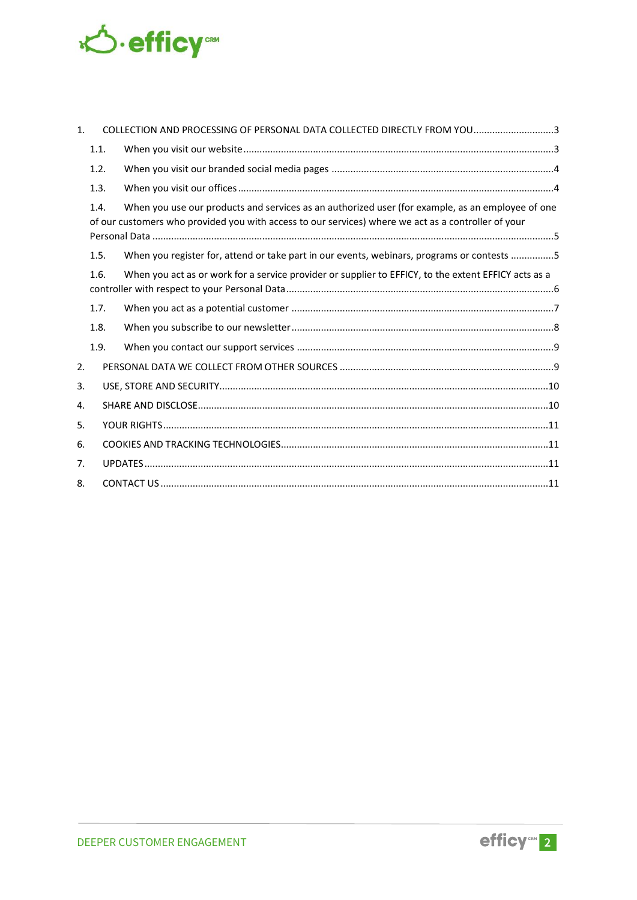1. COLLECTION AND PROCESSING OF PERSONAL DATA COLLECTED DIRECTLY FROM YOU ..... 3
   - 1.1. When you visit our website ..... 3
   - 1.2. When you visit our branded social media pages ..... 4
   - 1.3. When you visit our offices ..... 4
   - 1.4. When you use our products and services as an authorized user (for example, as an employee of one of our customers who provided you with access to our services) where we act as a controller of your Personal Data ..... 5
   - 1.5. When you register for, attend or take part in our events, webinars, programs or contests ..... 5
   - 1.6. When you act as or work for a service provider or supplier to EFFICY, to the extent EFFICY acts as a controller with respect to your Personal Data ..... 6
   - 1.7. When you act as a potential customer ..... 7
   - 1.8. When you subscribe to our newsletter ..... 8
   - 1.9. When you contact our support services ..... 9
2. PERSONAL DATA WE COLLECT FROM OTHER SOURCES ..... 9
3. USE, STORE AND SECURITY ..... 10
4. SHARE AND DISCLOSE ..... 10
5. YOUR RIGHTS ..... 11
6. COOKIES AND TRACKING TECHNOLOGIES ..... 11
7. UPDATES ..... 11
8. CONTACT US ..... 11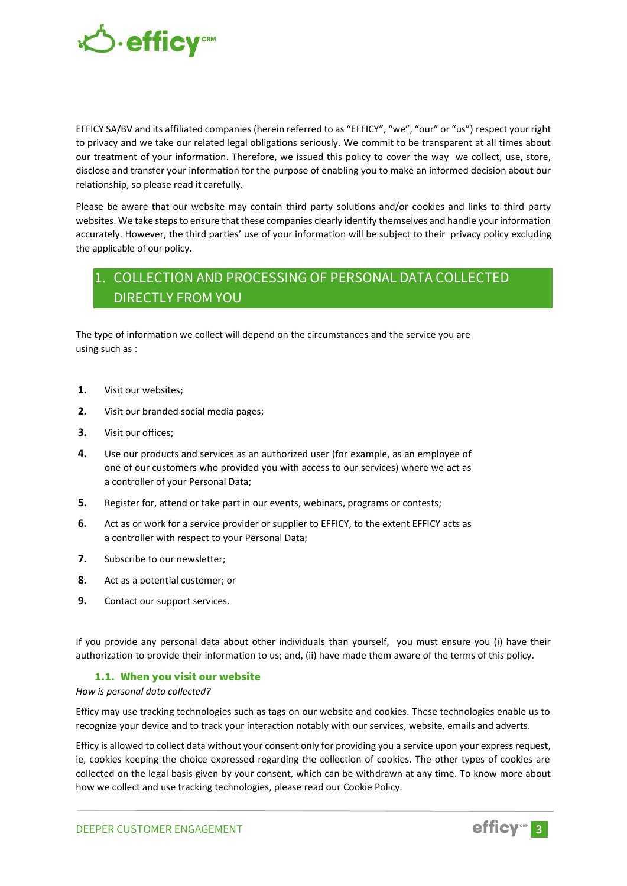EFFICY SA/BV and its affiliated companies (herein referred to as "EFFICY", "we", "our" or "us") respect your right to privacy and we take our related legal obligations seriously. We commit to be transparent at all times about our treatment of your information. Therefore, we issued this policy to cover the way we collect, use, store, disclose and transfer your information for the purpose of enabling you to make an informed decision about our relationship, so please read it carefully.

Please be aware that our website may contain third party solutions and/or cookies and links to third party websites. We take steps to ensure that these companies clearly identify themselves and handle your information accurately. However, the third parties' use of your information will be subject to their privacy policy excluding the applicable of our policy.

# 1. COLLECTION AND PROCESSING OF PERSONAL DATA COLLECTED DIRECTLY FROM YOU

The type of information we collect will depend on the circumstances and the service you are using such as :

1. Visit our websites;
2. Visit our branded social media pages;
3. Visit our offices;
4. Use our products and services as an authorized user (for example, as an employee of one of our customers who provided you with access to our services) where we act as a controller of your Personal Data;
5. Register for, attend or take part in our events, webinars, programs or contests;
6. Act as or work for a service provider or supplier to EFFICY, to the extent EFFICY acts as a controller with respect to your Personal Data;
7. Subscribe to our newsletter;
8. Act as a potential customer; or
9. Contact our support services.

If you provide any personal data about other individuals than yourself, you must ensure you (i) have their authorization to provide their information to us; and, (ii) have made them aware of the terms of this policy.

## 1.1. When you visit our website

*How is personal data collected?*

Efficy may use tracking technologies such as tags on our website and cookies. These technologies enable us to recognize your device and to track your interaction notably with our services, website, emails and adverts.

Efficy is allowed to collect data without your consent only for providing you a service upon your express request, ie, cookies keeping the choice expressed regarding the collection of cookies. The other types of cookies are collected on the legal basis given by your consent, which can be withdrawn at any time. To know more about how we collect and use tracking technologies, please read our Cookie Policy.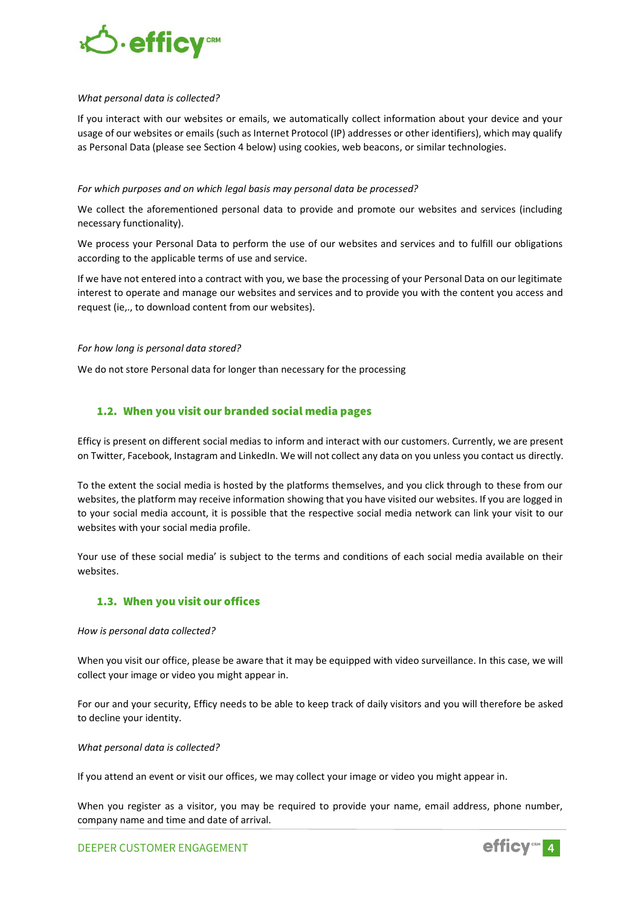*What personal data is collected?*

If you interact with our websites or emails, we automatically collect information about your device and your usage of our websites or emails (such as Internet Protocol (IP) addresses or other identifiers), which may qualify as Personal Data (please see Section 4 below) using cookies, web beacons, or similar technologies.

*For which purposes and on which legal basis may personal data be processed?*

We collect the aforementioned personal data to provide and promote our websites and services (including necessary functionality).

We process your Personal Data to perform the use of our websites and services and to fulfill our obligations according to the applicable terms of use and service.

If we have not entered into a contract with you, we base the processing of your Personal Data on our legitimate interest to operate and manage our websites and services and to provide you with the content you access and request (ie,., to download content from our websites).

*For how long is personal data stored?*

We do not store Personal data for longer than necessary for the processing

### 1.2. When you visit our branded social media pages

Efficy is present on different social medias to inform and interact with our customers. Currently, we are present on Twitter, Facebook, Instagram and LinkedIn. We will not collect any data on you unless you contact us directly.

To the extent the social media is hosted by the platforms themselves, and you click through to these from our websites, the platform may receive information showing that you have visited our websites. If you are logged in to your social media account, it is possible that the respective social media network can link your visit to our websites with your social media profile.

Your use of these social media' is subject to the terms and conditions of each social media available on their websites.

### 1.3. When you visit our offices

*How is personal data collected?*

When you visit our office, please be aware that it may be equipped with video surveillance. In this case, we will collect your image or video you might appear in.

For our and your security, Efficy needs to be able to keep track of daily visitors and you will therefore be asked to decline your identity.

*What personal data is collected?*

If you attend an event or visit our offices, we may collect your image or video you might appear in.

When you register as a visitor, you may be required to provide your name, email address, phone number, company name and time and date of arrival.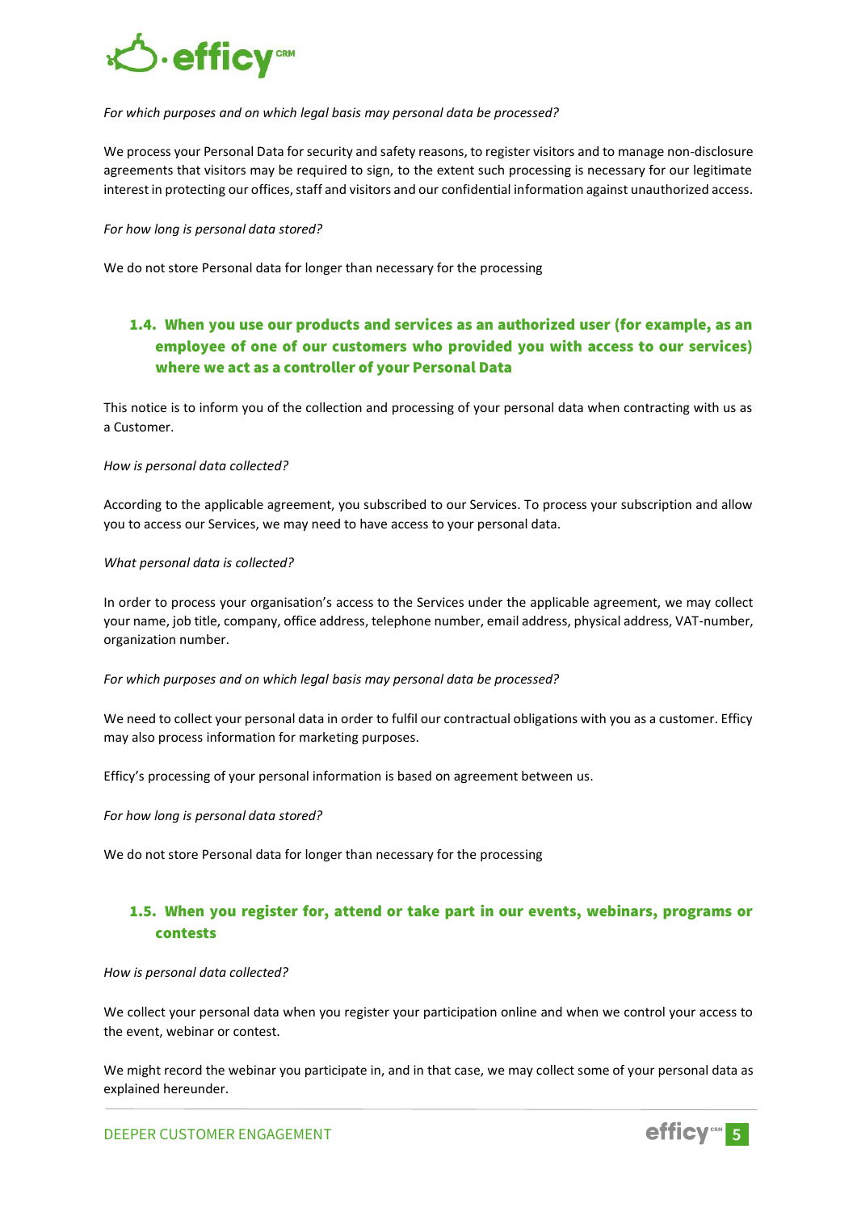*For which purposes and on which legal basis may personal data be processed?*

We process your Personal Data for security and safety reasons, to register visitors and to manage non-disclosure agreements that visitors may be required to sign, to the extent such processing is necessary for our legitimate interest in protecting our offices, staff and visitors and our confidential information against unauthorized access.

*For how long is personal data stored?*

We do not store Personal data for longer than necessary for the processing

### 1.4. When you use our products and services as an authorized user (for example, as an employee of one of our customers who provided you with access to our services) where we act as a controller of your Personal Data

This notice is to inform you of the collection and processing of your personal data when contracting with us as a Customer.

*How is personal data collected?*

According to the applicable agreement, you subscribed to our Services. To process your subscription and allow you to access our Services, we may need to have access to your personal data.

*What personal data is collected?*

In order to process your organisation's access to the Services under the applicable agreement, we may collect your name, job title, company, office address, telephone number, email address, physical address, VAT-number, organization number.

*For which purposes and on which legal basis may personal data be processed?*

We need to collect your personal data in order to fulfil our contractual obligations with you as a customer. Efficy may also process information for marketing purposes.

Efficy's processing of your personal information is based on agreement between us.

*For how long is personal data stored?*

We do not store Personal data for longer than necessary for the processing

### 1.5. When you register for, attend or take part in our events, webinars, programs or contests

*How is personal data collected?*

We collect your personal data when you register your participation online and when we control your access to the event, webinar or contest.

We might record the webinar you participate in, and in that case, we may collect some of your personal data as explained hereunder.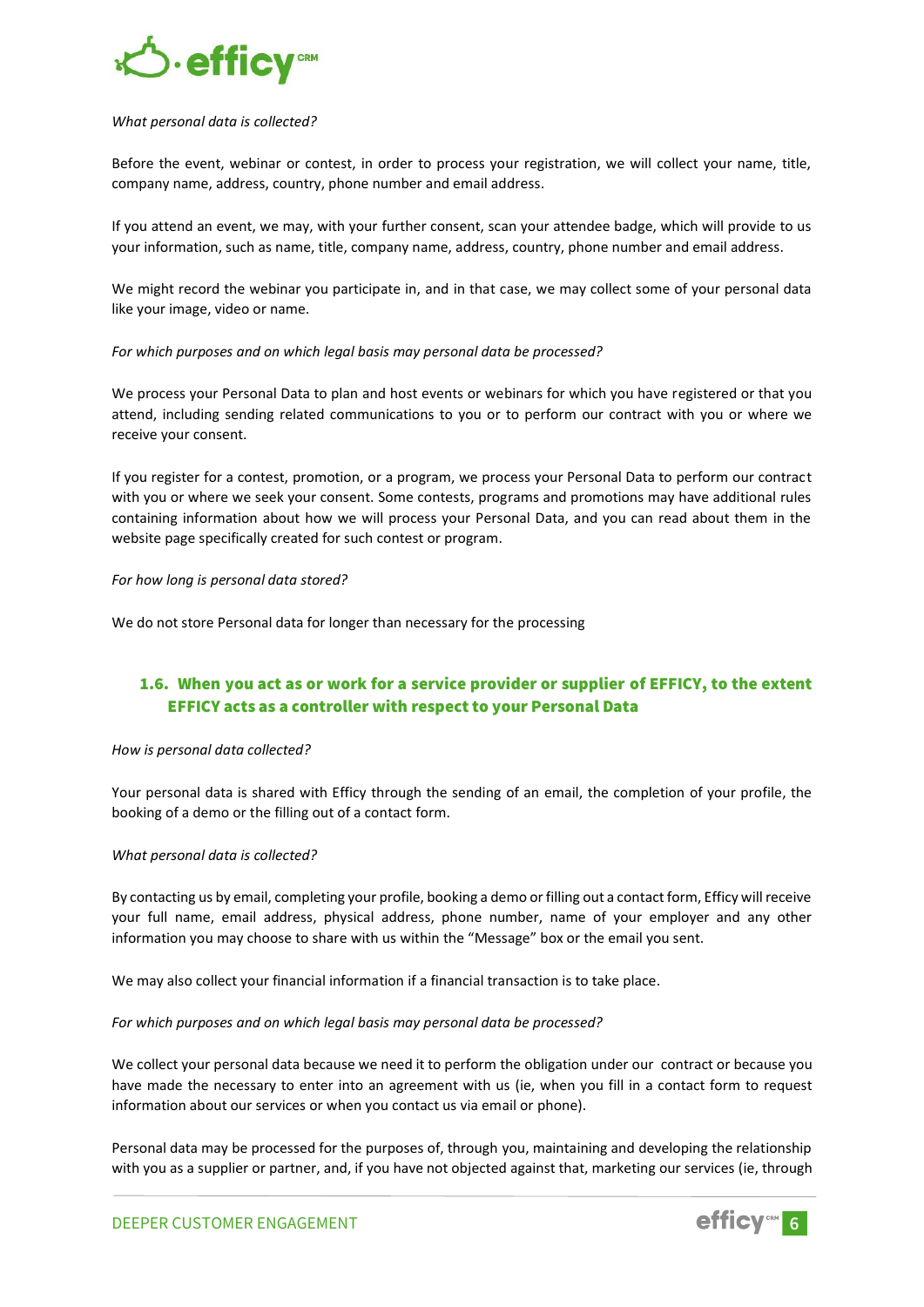*What personal data is collected?*

Before the event, webinar or contest, in order to process your registration, we will collect your name, title, company name, address, country, phone number and email address.

If you attend an event, we may, with your further consent, scan your attendee badge, which will provide to us your information, such as name, title, company name, address, country, phone number and email address.

We might record the webinar you participate in, and in that case, we may collect some of your personal data like your image, video or name.

*For which purposes and on which legal basis may personal data be processed?*

We process your Personal Data to plan and host events or webinars for which you have registered or that you attend, including sending related communications to you or to perform our contract with you or where we receive your consent.

If you register for a contest, promotion, or a program, we process your Personal Data to perform our contract with you or where we seek your consent. Some contests, programs and promotions may have additional rules containing information about how we will process your Personal Data, and you can read about them in the website page specifically created for such contest or program.

*For how long is personal data stored?*

We do not store Personal data for longer than necessary for the processing

### 1.6. When you act as or work for a service provider or supplier of EFFICY, to the extent EFFICY acts as a controller with respect to your Personal Data

*How is personal data collected?*

Your personal data is shared with Efficy through the sending of an email, the completion of your profile, the booking of a demo or the filling out of a contact form.

*What personal data is collected?*

By contacting us by email, completing your profile, booking a demo or filling out a contact form, Efficy will receive your full name, email address, physical address, phone number, name of your employer and any other information you may choose to share with us within the “Message” box or the email you sent.

We may also collect your financial information if a financial transaction is to take place.

*For which purposes and on which legal basis may personal data be processed?*

We collect your personal data because we need it to perform the obligation under our contract or because you have made the necessary to enter into an agreement with us (ie, when you fill in a contact form to request information about our services or when you contact us via email or phone).

Personal data may be processed for the purposes of, through you, maintaining and developing the relationship with you as a supplier or partner, and, if you have not objected against that, marketing our services (ie, through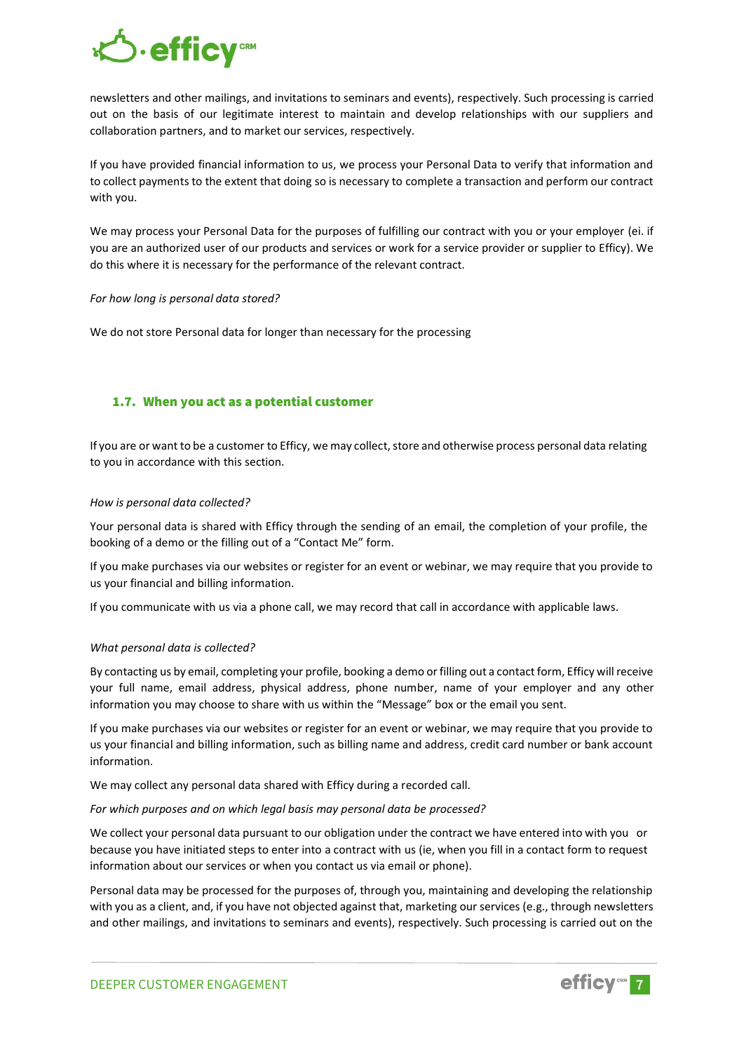newsletters and other mailings, and invitations to seminars and events), respectively. Such processing is carried out on the basis of our legitimate interest to maintain and develop relationships with our suppliers and collaboration partners, and to market our services, respectively.

If you have provided financial information to us, we process your Personal Data to verify that information and to collect payments to the extent that doing so is necessary to complete a transaction and perform our contract with you.

We may process your Personal Data for the purposes of fulfilling our contract with you or your employer (ei. if you are an authorized user of our products and services or work for a service provider or supplier to Efficy). We do this where it is necessary for the performance of the relevant contract.

*For how long is personal data stored?*

We do not store Personal data for longer than necessary for the processing

### 1.7. When you act as a potential customer

If you are or want to be a customer to Efficy, we may collect, store and otherwise process personal data relating to you in accordance with this section.

*How is personal data collected?*

Your personal data is shared with Efficy through the sending of an email, the completion of your profile, the booking of a demo or the filling out of a "Contact Me" form.

If you make purchases via our websites or register for an event or webinar, we may require that you provide to us your financial and billing information.

If you communicate with us via a phone call, we may record that call in accordance with applicable laws.

*What personal data is collected?*

By contacting us by email, completing your profile, booking a demo or filling out a contact form, Efficy will receive your full name, email address, physical address, phone number, name of your employer and any other information you may choose to share with us within the "Message" box or the email you sent.

If you make purchases via our websites or register for an event or webinar, we may require that you provide to us your financial and billing information, such as billing name and address, credit card number or bank account information.

We may collect any personal data shared with Efficy during a recorded call.

*For which purposes and on which legal basis may personal data be processed?*

We collect your personal data pursuant to our obligation under the contract we have entered into with you or because you have initiated steps to enter into a contract with us (ie, when you fill in a contact form to request information about our services or when you contact us via email or phone).

Personal data may be processed for the purposes of, through you, maintaining and developing the relationship with you as a client, and, if you have not objected against that, marketing our services (e.g., through newsletters and other mailings, and invitations to seminars and events), respectively. Such processing is carried out on the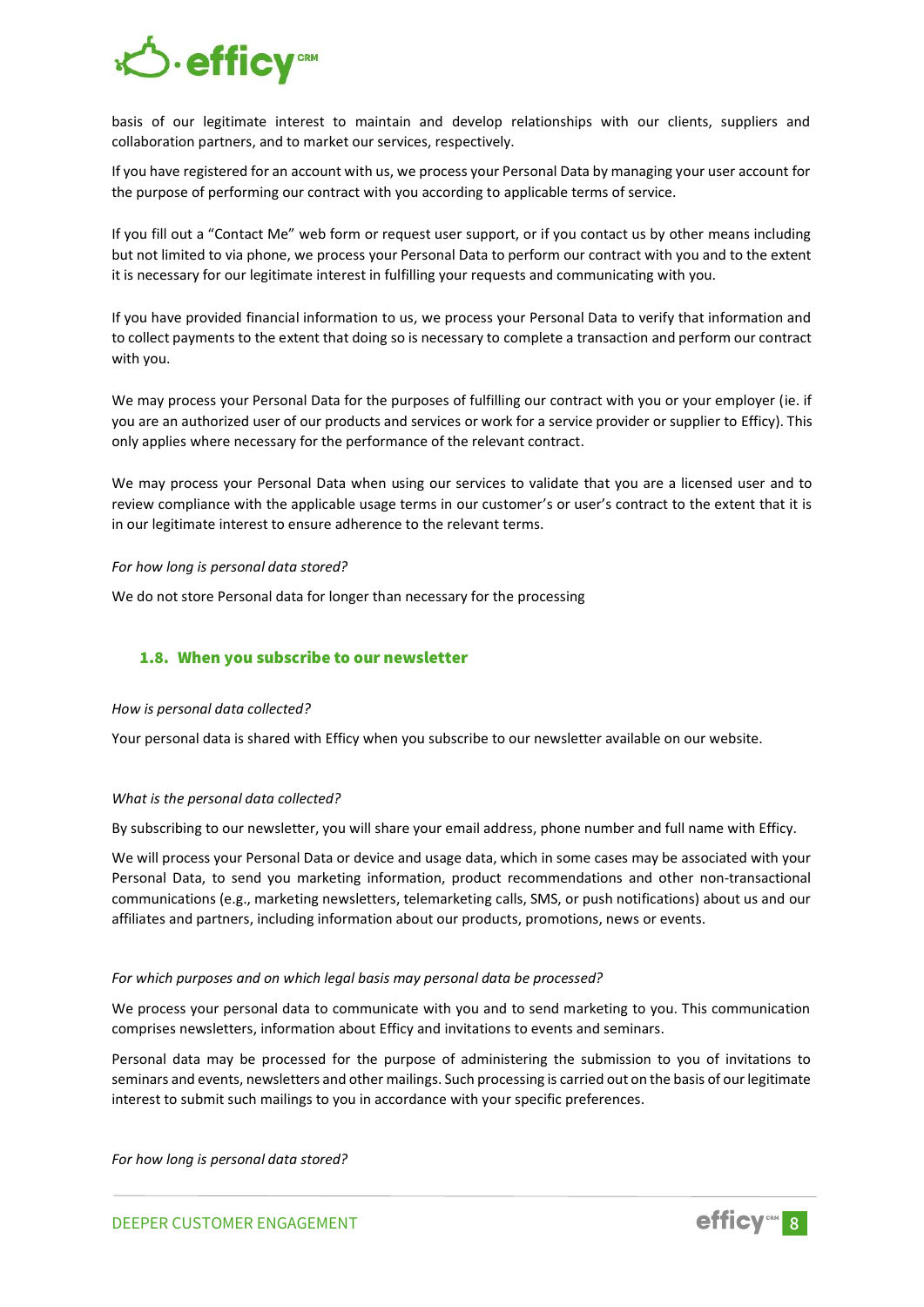basis of our legitimate interest to maintain and develop relationships with our clients, suppliers and collaboration partners, and to market our services, respectively.

If you have registered for an account with us, we process your Personal Data by managing your user account for the purpose of performing our contract with you according to applicable terms of service.

If you fill out a "Contact Me" web form or request user support, or if you contact us by other means including but not limited to via phone, we process your Personal Data to perform our contract with you and to the extent it is necessary for our legitimate interest in fulfilling your requests and communicating with you.

If you have provided financial information to us, we process your Personal Data to verify that information and to collect payments to the extent that doing so is necessary to complete a transaction and perform our contract with you.

We may process your Personal Data for the purposes of fulfilling our contract with you or your employer (ie. if you are an authorized user of our products and services or work for a service provider or supplier to Efficy). This only applies where necessary for the performance of the relevant contract.

We may process your Personal Data when using our services to validate that you are a licensed user and to review compliance with the applicable usage terms in our customer's or user's contract to the extent that it is in our legitimate interest to ensure adherence to the relevant terms.

*For how long is personal data stored?*

We do not store Personal data for longer than necessary for the processing

## 1.8. When you subscribe to our newsletter

*How is personal data collected?*

Your personal data is shared with Efficy when you subscribe to our newsletter available on our website.

*What is the personal data collected?*

By subscribing to our newsletter, you will share your email address, phone number and full name with Efficy.

We will process your Personal Data or device and usage data, which in some cases may be associated with your Personal Data, to send you marketing information, product recommendations and other non-transactional communications (e.g., marketing newsletters, telemarketing calls, SMS, or push notifications) about us and our affiliates and partners, including information about our products, promotions, news or events.

*For which purposes and on which legal basis may personal data be processed?*

We process your personal data to communicate with you and to send marketing to you. This communication comprises newsletters, information about Efficy and invitations to events and seminars.

Personal data may be processed for the purpose of administering the submission to you of invitations to seminars and events, newsletters and other mailings. Such processing is carried out on the basis of our legitimate interest to submit such mailings to you in accordance with your specific preferences.

*For how long is personal data stored?*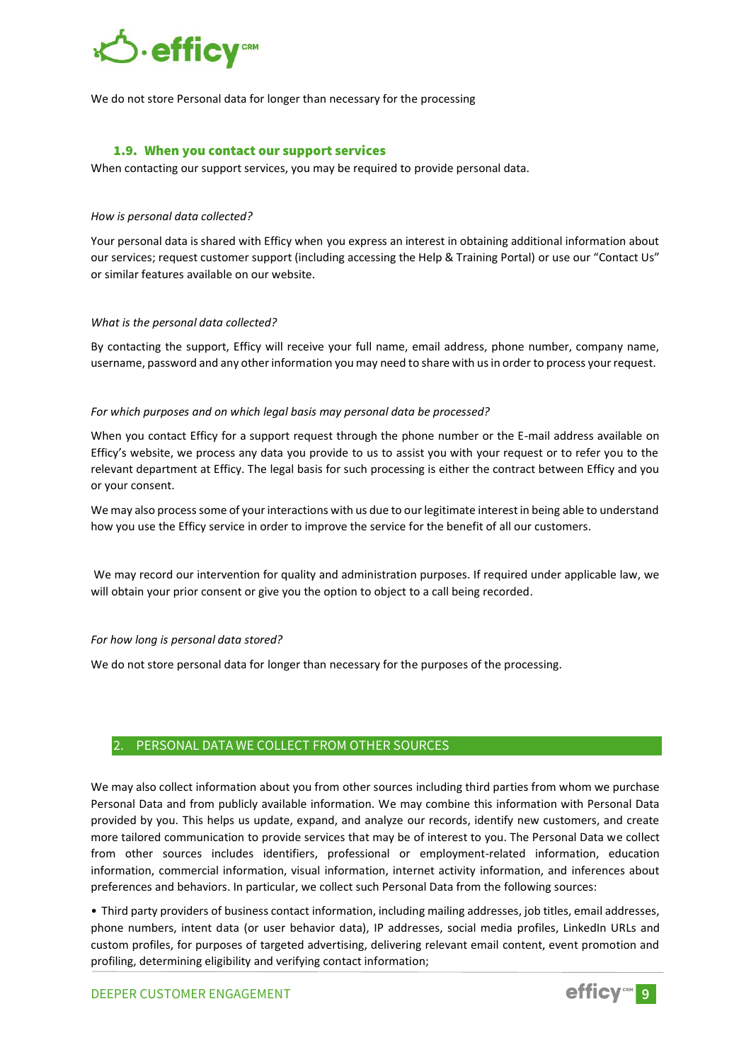We do not store Personal data for longer than necessary for the processing

### 1.9. When you contact our support services

When contacting our support services, you may be required to provide personal data.

*How is personal data collected?*

Your personal data is shared with Efficy when you express an interest in obtaining additional information about our services; request customer support (including accessing the Help & Training Portal) or use our "Contact Us" or similar features available on our website.

*What is the personal data collected?*

By contacting the support, Efficy will receive your full name, email address, phone number, company name, username, password and any other information you may need to share with us in order to process your request.

*For which purposes and on which legal basis may personal data be processed?*

When you contact Efficy for a support request through the phone number or the E-mail address available on Efficy's website, we process any data you provide to us to assist you with your request or to refer you to the relevant department at Efficy. The legal basis for such processing is either the contract between Efficy and you or your consent.

We may also process some of your interactions with us due to our legitimate interest in being able to understand how you use the Efficy service in order to improve the service for the benefit of all our customers.

We may record our intervention for quality and administration purposes. If required under applicable law, we will obtain your prior consent or give you the option to object to a call being recorded.

*For how long is personal data stored?*

We do not store personal data for longer than necessary for the purposes of the processing.

## 2. PERSONAL DATA WE COLLECT FROM OTHER SOURCES

We may also collect information about you from other sources including third parties from whom we purchase Personal Data and from publicly available information. We may combine this information with Personal Data provided by you. This helps us update, expand, and analyze our records, identify new customers, and create more tailored communication to provide services that may be of interest to you. The Personal Data we collect from other sources includes identifiers, professional or employment-related information, education information, commercial information, visual information, internet activity information, and inferences about preferences and behaviors. In particular, we collect such Personal Data from the following sources:

• Third party providers of business contact information, including mailing addresses, job titles, email addresses, phone numbers, intent data (or user behavior data), IP addresses, social media profiles, LinkedIn URLs and custom profiles, for purposes of targeted advertising, delivering relevant email content, event promotion and profiling, determining eligibility and verifying contact information;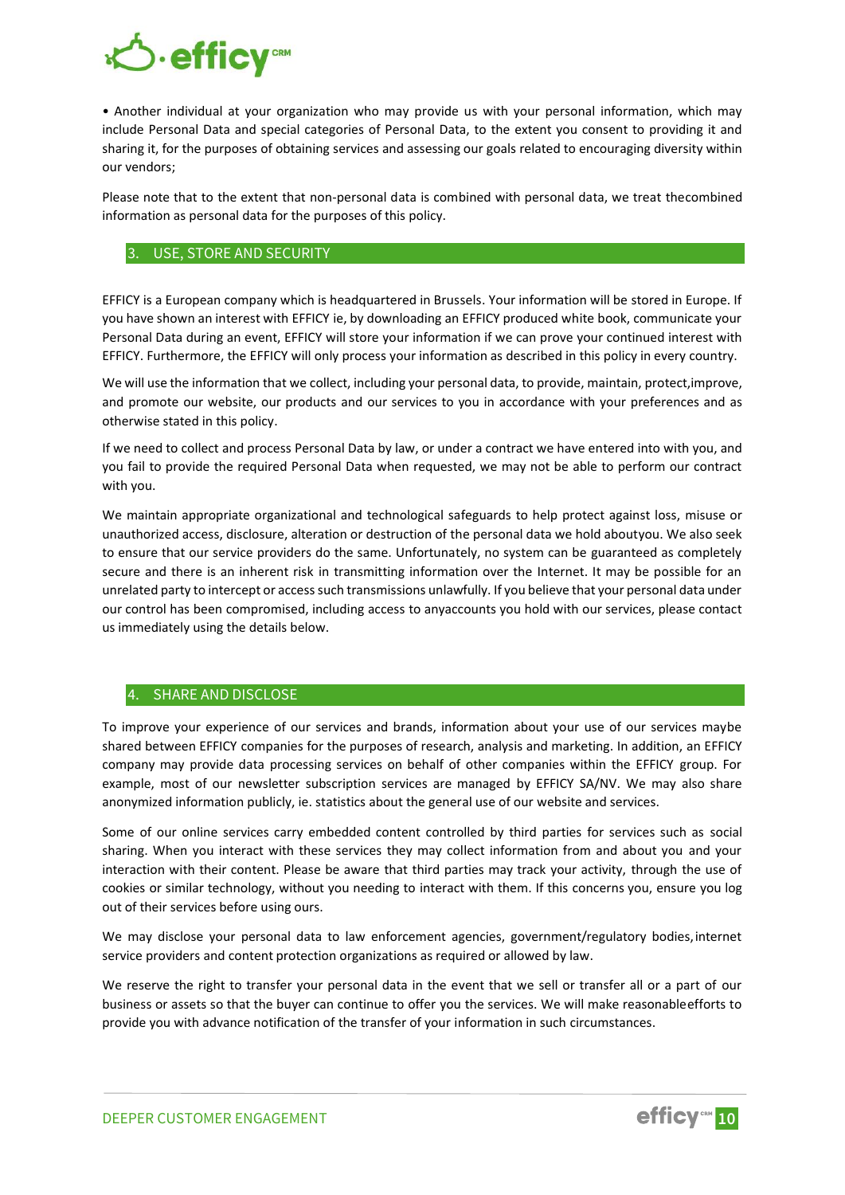• Another individual at your organization who may provide us with your personal information, which may include Personal Data and special categories of Personal Data, to the extent you consent to providing it and sharing it, for the purposes of obtaining services and assessing our goals related to encouraging diversity within our vendors;

Please note that to the extent that non-personal data is combined with personal data, we treat thecombined information as personal data for the purposes of this policy.

## 3. USE, STORE AND SECURITY

EFFICY is a European company which is headquartered in Brussels. Your information will be stored in Europe. If you have shown an interest with EFFICY ie, by downloading an EFFICY produced white book, communicate your Personal Data during an event, EFFICY will store your information if we can prove your continued interest with EFFICY. Furthermore, the EFFICY will only process your information as described in this policy in every country.

We will use the information that we collect, including your personal data, to provide, maintain, protect,improve, and promote our website, our products and our services to you in accordance with your preferences and as otherwise stated in this policy.

If we need to collect and process Personal Data by law, or under a contract we have entered into with you, and you fail to provide the required Personal Data when requested, we may not be able to perform our contract with you.

We maintain appropriate organizational and technological safeguards to help protect against loss, misuse or unauthorized access, disclosure, alteration or destruction of the personal data we hold aboutyou. We also seek to ensure that our service providers do the same. Unfortunately, no system can be guaranteed as completely secure and there is an inherent risk in transmitting information over the Internet. It may be possible for an unrelated party to intercept or access such transmissions unlawfully. If you believe that your personal data under our control has been compromised, including access to anyaccounts you hold with our services, please contact us immediately using the details below.

## 4. SHARE AND DISCLOSE

To improve your experience of our services and brands, information about your use of our services maybe shared between EFFICY companies for the purposes of research, analysis and marketing. In addition, an EFFICY company may provide data processing services on behalf of other companies within the EFFICY group. For example, most of our newsletter subscription services are managed by EFFICY SA/NV. We may also share anonymized information publicly, ie. statistics about the general use of our website and services.

Some of our online services carry embedded content controlled by third parties for services such as social sharing. When you interact with these services they may collect information from and about you and your interaction with their content. Please be aware that third parties may track your activity, through the use of cookies or similar technology, without you needing to interact with them. If this concerns you, ensure you log out of their services before using ours.

We may disclose your personal data to law enforcement agencies, government/regulatory bodies,internet service providers and content protection organizations as required or allowed by law.

We reserve the right to transfer your personal data in the event that we sell or transfer all or a part of our business or assets so that the buyer can continue to offer you the services. We will make reasonableefforts to provide you with advance notification of the transfer of your information in such circumstances.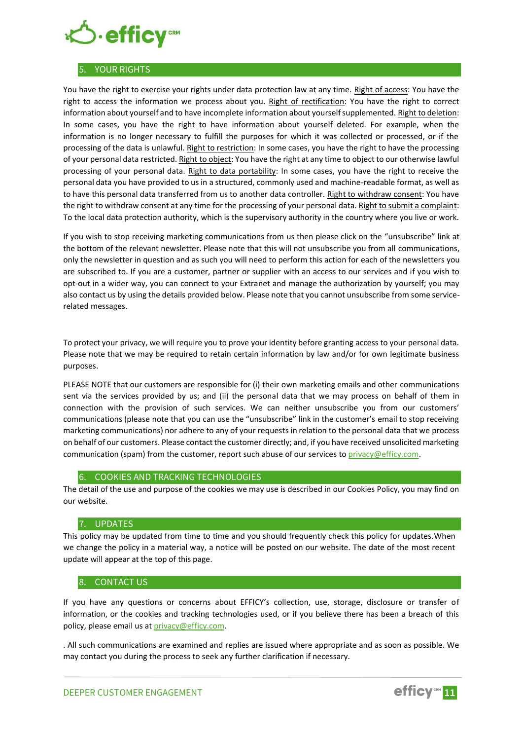## 5. YOUR RIGHTS

You have the right to exercise your rights under data protection law at any time. Right of access: You have the right to access the information we process about you. Right of rectification: You have the right to correct information about yourself and to have incomplete information about yourself supplemented. Right to deletion: In some cases, you have the right to have information about yourself deleted. For example, when the information is no longer necessary to fulfill the purposes for which it was collected or processed, or if the processing of the data is unlawful. Right to restriction: In some cases, you have the right to have the processing of your personal data restricted. Right to object: You have the right at any time to object to our otherwise lawful processing of your personal data. Right to data portability: In some cases, you have the right to receive the personal data you have provided to us in a structured, commonly used and machine-readable format, as well as to have this personal data transferred from us to another data controller. Right to withdraw consent: You have the right to withdraw consent at any time for the processing of your personal data. Right to submit a complaint: To the local data protection authority, which is the supervisory authority in the country where you live or work.

If you wish to stop receiving marketing communications from us then please click on the "unsubscribe" link at the bottom of the relevant newsletter. Please note that this will not unsubscribe you from all communications, only the newsletter in question and as such you will need to perform this action for each of the newsletters you are subscribed to. If you are a customer, partner or supplier with an access to our services and if you wish to opt-out in a wider way, you can connect to your Extranet and manage the authorization by yourself; you may also contact us by using the details provided below. Please note that you cannot unsubscribe from some service-related messages.

To protect your privacy, we will require you to prove your identity before granting access to your personal data. Please note that we may be required to retain certain information by law and/or for own legitimate business purposes.

PLEASE NOTE that our customers are responsible for (i) their own marketing emails and other communications sent via the services provided by us; and (ii) the personal data that we may process on behalf of them in connection with the provision of such services. We can neither unsubscribe you from our customers' communications (please note that you can use the "unsubscribe" link in the customer's email to stop receiving marketing communications) nor adhere to any of your requests in relation to the personal data that we process on behalf of our customers. Please contact the customer directly; and, if you have received unsolicited marketing communication (spam) from the customer, report such abuse of our services to privacy@efficy.com.

## 6. COOKIES AND TRACKING TECHNOLOGIES

The detail of the use and purpose of the cookies we may use is described in our Cookies Policy, you may find on our website.

## 7. UPDATES

This policy may be updated from time to time and you should frequently check this policy for updates.When we change the policy in a material way, a notice will be posted on our website. The date of the most recent update will appear at the top of this page.

## 8. CONTACT US

If you have any questions or concerns about EFFICY's collection, use, storage, disclosure or transfer of information, or the cookies and tracking technologies used, or if you believe there has been a breach of this policy, please email us at privacy@efficy.com.

. All such communications are examined and replies are issued where appropriate and as soon as possible. We may contact you during the process to seek any further clarification if necessary.